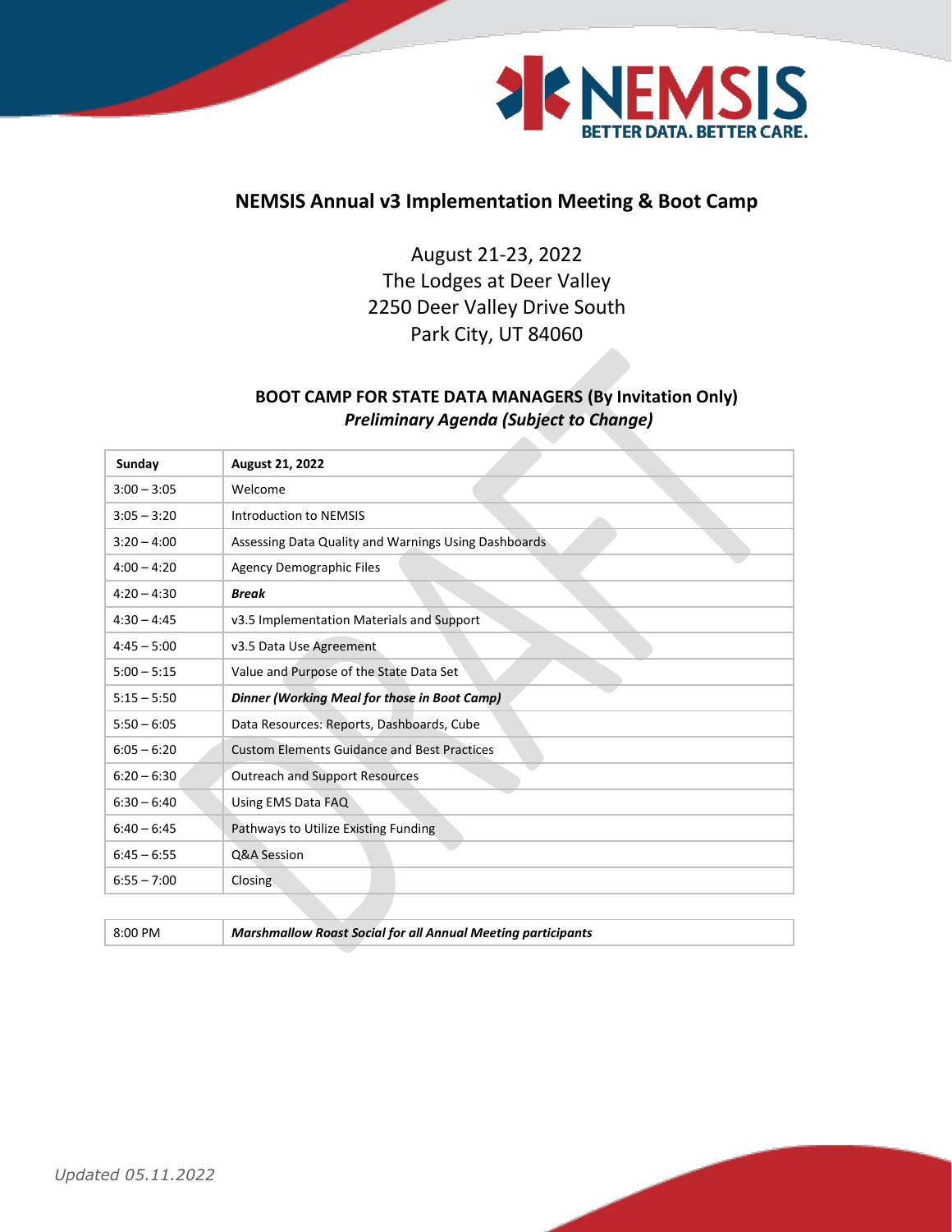NEMSIS
BETTER DATA. BETTER CARE.

## NEMSIS Annual v3 Implementation Meeting & Boot Camp

August 21-23, 2022
The Lodges at Deer Valley
2250 Deer Valley Drive South
Park City, UT 84060

### BOOT CAMP FOR STATE DATA MANAGERS (By Invitation Only)
*Preliminary Agenda (Subject to Change)*

| Sunday | August 21, 2022 |
|---|---|
| 3:00 – 3:05 | Welcome |
| 3:05 – 3:20 | Introduction to NEMSIS |
| 3:20 – 4:00 | Assessing Data Quality and Warnings Using Dashboards |
| 4:00 – 4:20 | Agency Demographic Files |
| 4:20 – 4:30 | ***Break*** |
| 4:30 – 4:45 | v3.5 Implementation Materials and Support |
| 4:45 – 5:00 | v3.5 Data Use Agreement |
| 5:00 – 5:15 | Value and Purpose of the State Data Set |
| 5:15 – 5:50 | ***Dinner (Working Meal for those in Boot Camp)*** |
| 5:50 – 6:05 | Data Resources: Reports, Dashboards, Cube |
| 6:05 – 6:20 | Custom Elements Guidance and Best Practices |
| 6:20 – 6:30 | Outreach and Support Resources |
| 6:30 – 6:40 | Using EMS Data FAQ |
| 6:40 – 6:45 | Pathways to Utilize Existing Funding |
| 6:45 – 6:55 | Q&A Session |
| 6:55 – 7:00 | Closing |

| 8:00 PM | ***Marshmallow Roast Social for all Annual Meeting participants*** |
|---|---|

*Updated 05.11.2022*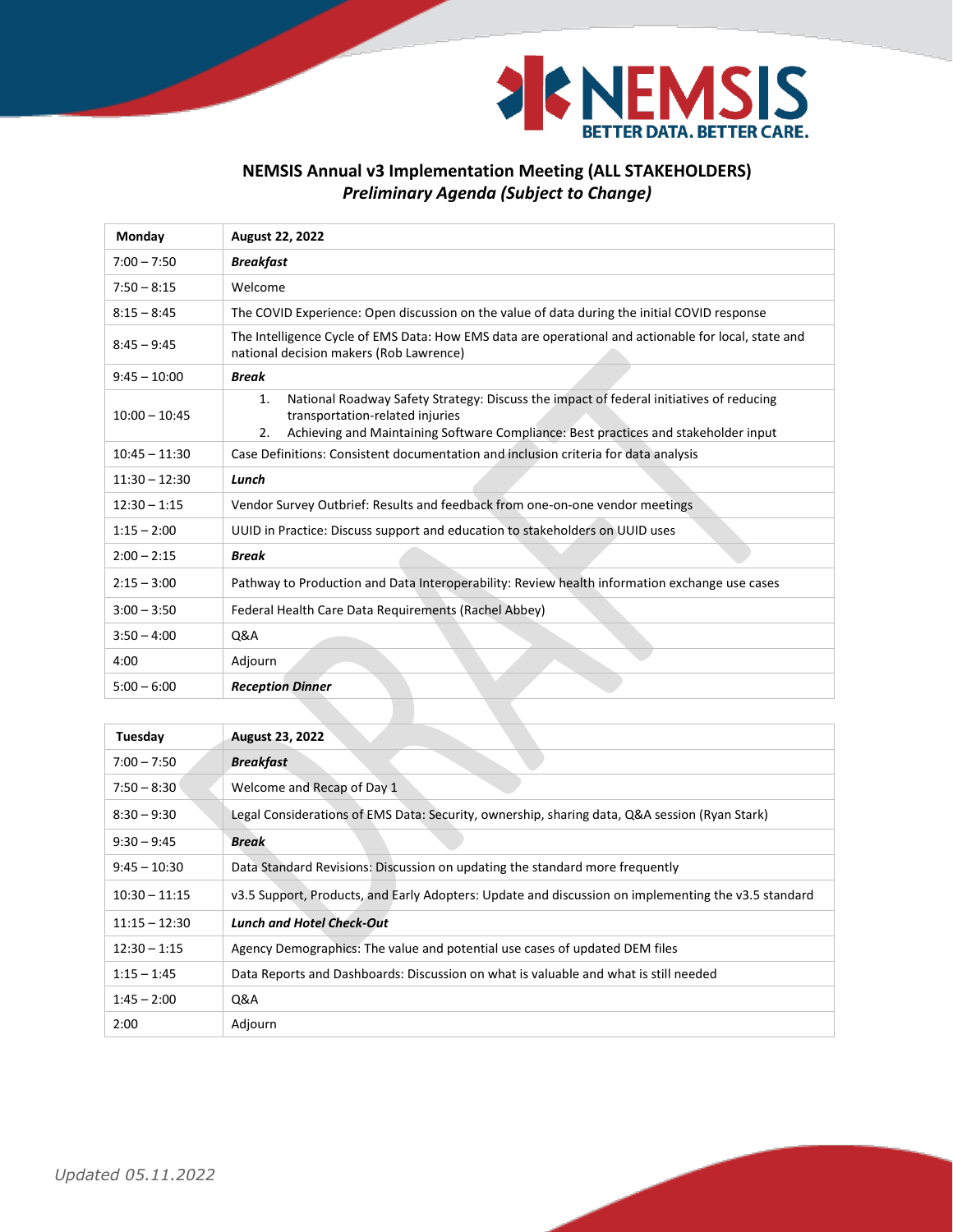# NEMSIS Annual v3 Implementation Meeting (ALL STAKEHOLDERS)

***Preliminary Agenda (Subject to Change)***

| Monday | August 22, 2022 |
|---|---|
| 7:00 – 7:50 | ***Breakfast*** |
| 7:50 – 8:15 | Welcome |
| 8:15 – 8:45 | The COVID Experience: Open discussion on the value of data during the initial COVID response |
| 8:45 – 9:45 | The Intelligence Cycle of EMS Data: How EMS data are operational and actionable for local, state and national decision makers (Rob Lawrence) |
| 9:45 – 10:00 | ***Break*** |
| 10:00 – 10:45 | 1. National Roadway Safety Strategy: Discuss the impact of federal initiatives of reducing transportation-related injuries<br>2. Achieving and Maintaining Software Compliance: Best practices and stakeholder input |
| 10:45 – 11:30 | Case Definitions: Consistent documentation and inclusion criteria for data analysis |
| 11:30 – 12:30 | ***Lunch*** |
| 12:30 – 1:15 | Vendor Survey Outbrief: Results and feedback from one-on-one vendor meetings |
| 1:15 – 2:00 | UUID in Practice: Discuss support and education to stakeholders on UUID uses |
| 2:00 – 2:15 | ***Break*** |
| 2:15 – 3:00 | Pathway to Production and Data Interoperability: Review health information exchange use cases |
| 3:00 – 3:50 | Federal Health Care Data Requirements (Rachel Abbey) |
| 3:50 – 4:00 | Q&A |
| 4:00 | Adjourn |
| 5:00 – 6:00 | ***Reception Dinner*** |

| Tuesday | August 23, 2022 |
|---|---|
| 7:00 – 7:50 | ***Breakfast*** |
| 7:50 – 8:30 | Welcome and Recap of Day 1 |
| 8:30 – 9:30 | Legal Considerations of EMS Data: Security, ownership, sharing data, Q&A session (Ryan Stark) |
| 9:30 – 9:45 | ***Break*** |
| 9:45 – 10:30 | Data Standard Revisions: Discussion on updating the standard more frequently |
| 10:30 – 11:15 | v3.5 Support, Products, and Early Adopters: Update and discussion on implementing the v3.5 standard |
| 11:15 – 12:30 | ***Lunch and Hotel Check-Out*** |
| 12:30 – 1:15 | Agency Demographics: The value and potential use cases of updated DEM files |
| 1:15 – 1:45 | Data Reports and Dashboards: Discussion on what is valuable and what is still needed |
| 1:45 – 2:00 | Q&A |
| 2:00 | Adjourn |

*Updated 05.11.2022*